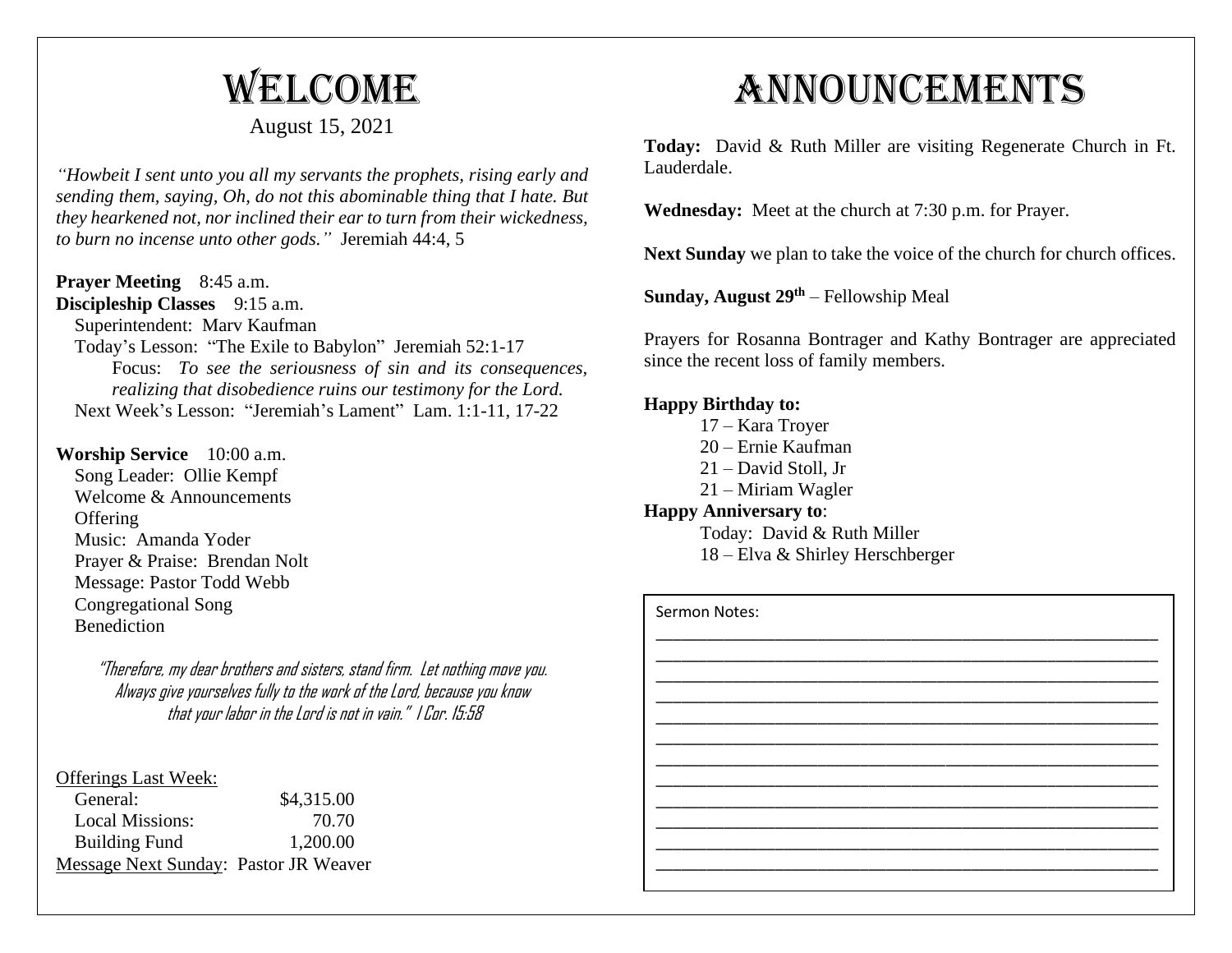# Welcome

August 15, 2021

*"Howbeit I sent unto you all my servants the prophets, rising early and sending them, saying, Oh, do not this abominable thing that I hate. But they hearkened not, nor inclined their ear to turn from their wickedness, to burn no incense unto other gods."* Jeremiah 44:4, 5

**Prayer Meeting** 8:45 a.m.
**Discipleship Classes** 9:15 a.m.
Superintendent: Marv Kaufman
Today's Lesson: "The Exile to Babylon" Jeremiah 52:1-17
Focus: *To see the seriousness of sin and its consequences, realizing that disobedience ruins our testimony for the Lord.*
Next Week's Lesson: "Jeremiah's Lament" Lam. 1:1-11, 17-22

**Worship Service** 10:00 a.m.
Song Leader: Ollie Kempf
Welcome & Announcements
Offering
Music: Amanda Yoder
Prayer & Praise: Brendan Nolt
Message: Pastor Todd Webb
Congregational Song
Benediction

"Therefore, my dear brothers and sisters, stand firm. Let nothing move you. Always give yourselves fully to the work of the Lord, because you know that your labor in the Lord is not in vain." I Cor. 15:58

Offerings Last Week:

| | |
|---|---|
| General: | $4,315.00 |
| Local Missions: | 70.70 |
| Building Fund | 1,200.00 |

Message Next Sunday: Pastor JR Weaver

# Announcements

**Today:** David & Ruth Miller are visiting Regenerate Church in Ft. Lauderdale.

**Wednesday:** Meet at the church at 7:30 p.m. for Prayer.

**Next Sunday** we plan to take the voice of the church for church offices.

**Sunday, August 29th** – Fellowship Meal

Prayers for Rosanna Bontrager and Kathy Bontrager are appreciated since the recent loss of family members.

**Happy Birthday to:**
17 – Kara Troyer
20 – Ernie Kaufman
21 – David Stoll, Jr
21 – Miriam Wagler

**Happy Anniversary to**:
Today: David & Ruth Miller
18 – Elva & Shirley Herschberger

Sermon Notes: